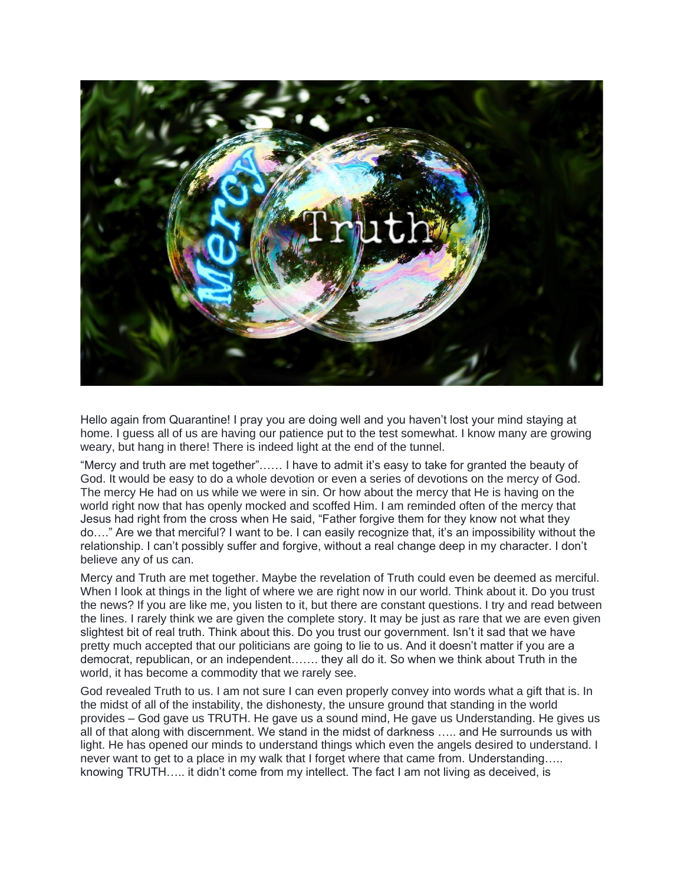Hello again from Quarantine! I pray you are doing well and you haven't lost your mind staying at home. I guess all of us are having our patience put to the test somewhat. I know many are growing weary, but hang in there! There is indeed light at the end of the tunnel.

"Mercy and truth are met together"…… I have to admit it's easy to take for granted the beauty of God. It would be easy to do a whole devotion or even a series of devotions on the mercy of God. The mercy He had on us while we were in sin. Or how about the mercy that He is having on the world right now that has openly mocked and scoffed Him. I am reminded often of the mercy that Jesus had right from the cross when He said, "Father forgive them for they know not what they do…." Are we that merciful? I want to be. I can easily recognize that, it's an impossibility without the relationship. I can't possibly suffer and forgive, without a real change deep in my character. I don't believe any of us can.

Mercy and Truth are met together. Maybe the revelation of Truth could even be deemed as merciful. When I look at things in the light of where we are right now in our world. Think about it. Do you trust the news? If you are like me, you listen to it, but there are constant questions. I try and read between the lines. I rarely think we are given the complete story. It may be just as rare that we are even given slightest bit of real truth. Think about this. Do you trust our government. Isn't it sad that we have pretty much accepted that our politicians are going to lie to us. And it doesn't matter if you are a democrat, republican, or an independent……. they all do it. So when we think about Truth in the world, it has become a commodity that we rarely see.

God revealed Truth to us. I am not sure I can even properly convey into words what a gift that is. In the midst of all of the instability, the dishonesty, the unsure ground that standing in the world provides – God gave us TRUTH. He gave us a sound mind, He gave us Understanding. He gives us all of that along with discernment. We stand in the midst of darkness ….. and He surrounds us with light. He has opened our minds to understand things which even the angels desired to understand. I never want to get to a place in my walk that I forget where that came from. Understanding….. knowing TRUTH….. it didn't come from my intellect. The fact I am not living as deceived, is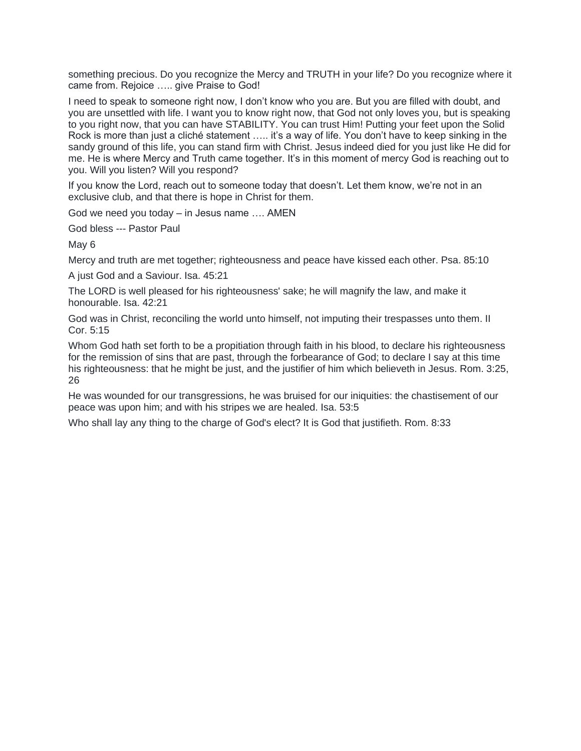something precious. Do you recognize the Mercy and TRUTH in your life? Do you recognize where it came from. Rejoice ….. give Praise to God!

I need to speak to someone right now, I don't know who you are. But you are filled with doubt, and you are unsettled with life. I want you to know right now, that God not only loves you, but is speaking to you right now, that you can have STABILITY. You can trust Him! Putting your feet upon the Solid Rock is more than just a cliché statement ….. it's a way of life. You don't have to keep sinking in the sandy ground of this life, you can stand firm with Christ. Jesus indeed died for you just like He did for me. He is where Mercy and Truth came together. It's in this moment of mercy God is reaching out to you. Will you listen? Will you respond?

If you know the Lord, reach out to someone today that doesn't. Let them know, we're not in an exclusive club, and that there is hope in Christ for them.

God we need you today – in Jesus name …. AMEN

God bless --- Pastor Paul

May 6

Mercy and truth are met together; righteousness and peace have kissed each other. Psa. 85:10

A just God and a Saviour. Isa. 45:21

The LORD is well pleased for his righteousness' sake; he will magnify the law, and make it honourable. Isa. 42:21

God was in Christ, reconciling the world unto himself, not imputing their trespasses unto them. II Cor. 5:15

Whom God hath set forth to be a propitiation through faith in his blood, to declare his righteousness for the remission of sins that are past, through the forbearance of God; to declare I say at this time his righteousness: that he might be just, and the justifier of him which believeth in Jesus. Rom. 3:25, 26

He was wounded for our transgressions, he was bruised for our iniquities: the chastisement of our peace was upon him; and with his stripes we are healed. Isa. 53:5

Who shall lay any thing to the charge of God's elect? It is God that justifieth. Rom. 8:33